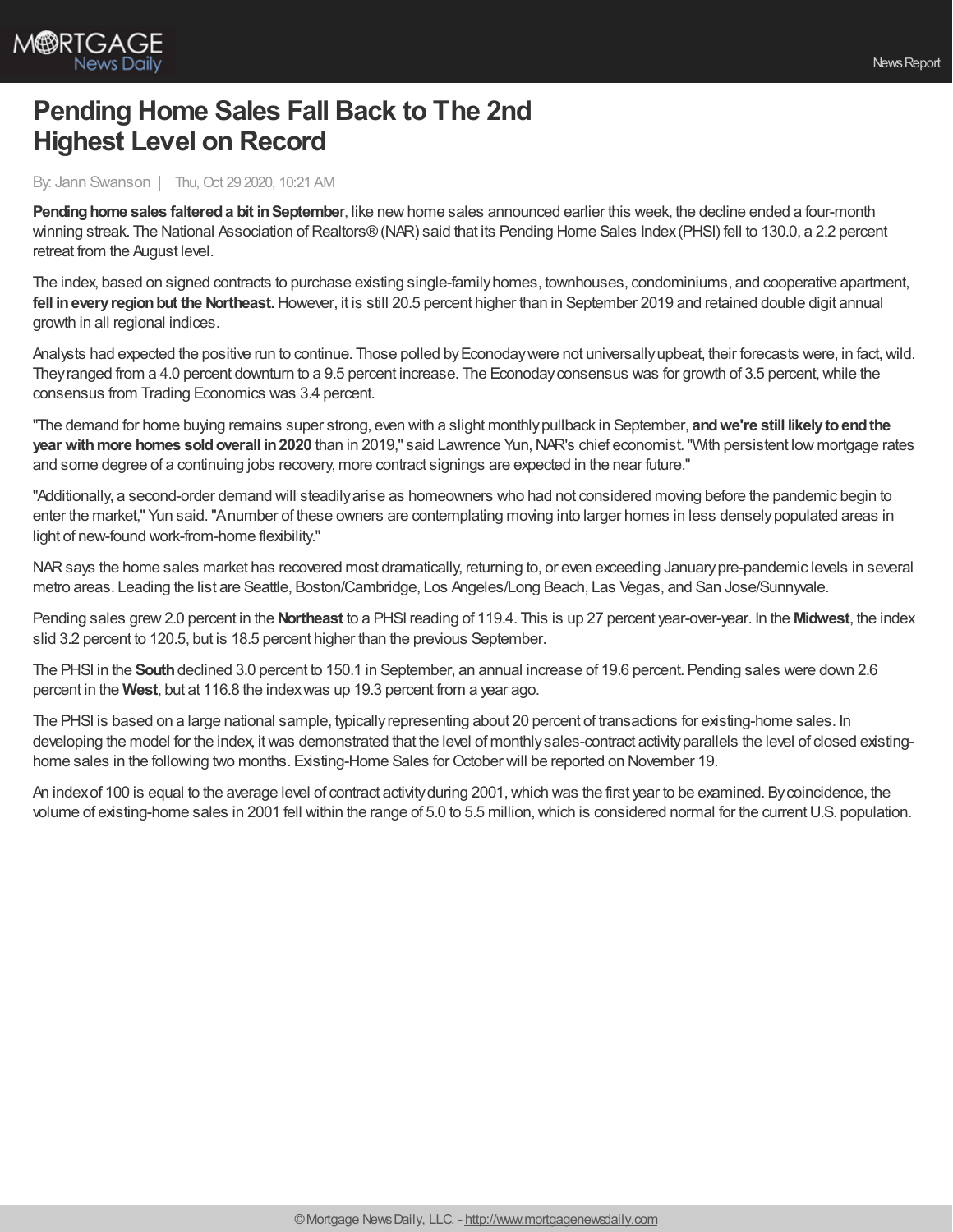# Pending Home Sales Fall Back to The 2nd Highest Level on Record

By: Jann Swanson | Thu, Oct 29 2020, 10:21 AM

**Pending home sales faltered a bit in Septembe**r, like new home sales announced earlier this week, the decline ended a four-month winning streak. The National Association of Realtors® (NAR) said that its Pending Home Sales Index (PHSI) fell to 130.0, a 2.2 percent retreat from the August level.

The index, based on signed contracts to purchase existing single-family homes, townhouses, condominiums, and cooperative apartment, **fell in every region but the Northeast.** However, it is still 20.5 percent higher than in September 2019 and retained double digit annual growth in all regional indices.

Analysts had expected the positive run to continue. Those polled by Econoday were not universally upbeat, their forecasts were, in fact, wild. They ranged from a 4.0 percent downturn to a 9.5 percent increase. The Econoday consensus was for growth of 3.5 percent, while the consensus from Trading Economics was 3.4 percent.

"The demand for home buying remains super strong, even with a slight monthly pullback in September, **and we're still likely to end the year with more homes sold overall in 2020** than in 2019," said Lawrence Yun, NAR's chief economist. "With persistent low mortgage rates and some degree of a continuing jobs recovery, more contract signings are expected in the near future."

"Additionally, a second-order demand will steadily arise as homeowners who had not considered moving before the pandemic begin to enter the market," Yun said. "A number of these owners are contemplating moving into larger homes in less densely populated areas in light of new-found work-from-home flexibility."

NAR says the home sales market has recovered most dramatically, returning to, or even exceeding January pre-pandemic levels in several metro areas. Leading the list are Seattle, Boston/Cambridge, Los Angeles/Long Beach, Las Vegas, and San Jose/Sunnyvale.

Pending sales grew 2.0 percent in the **Northeast** to a PHSI reading of 119.4. This is up 27 percent year-over-year. In the **Midwest**, the index slid 3.2 percent to 120.5, but is 18.5 percent higher than the previous September.

The PHSI in the **South** declined 3.0 percent to 150.1 in September, an annual increase of 19.6 percent. Pending sales were down 2.6 percent in the **West**, but at 116.8 the index was up 19.3 percent from a year ago.

The PHSI is based on a large national sample, typically representing about 20 percent of transactions for existing-home sales. In developing the model for the index, it was demonstrated that the level of monthly sales-contract activity parallels the level of closed existing-home sales in the following two months. Existing-Home Sales for October will be reported on November 19.

An index of 100 is equal to the average level of contract activity during 2001, which was the first year to be examined. By coincidence, the volume of existing-home sales in 2001 fell within the range of 5.0 to 5.5 million, which is considered normal for the current U.S. population.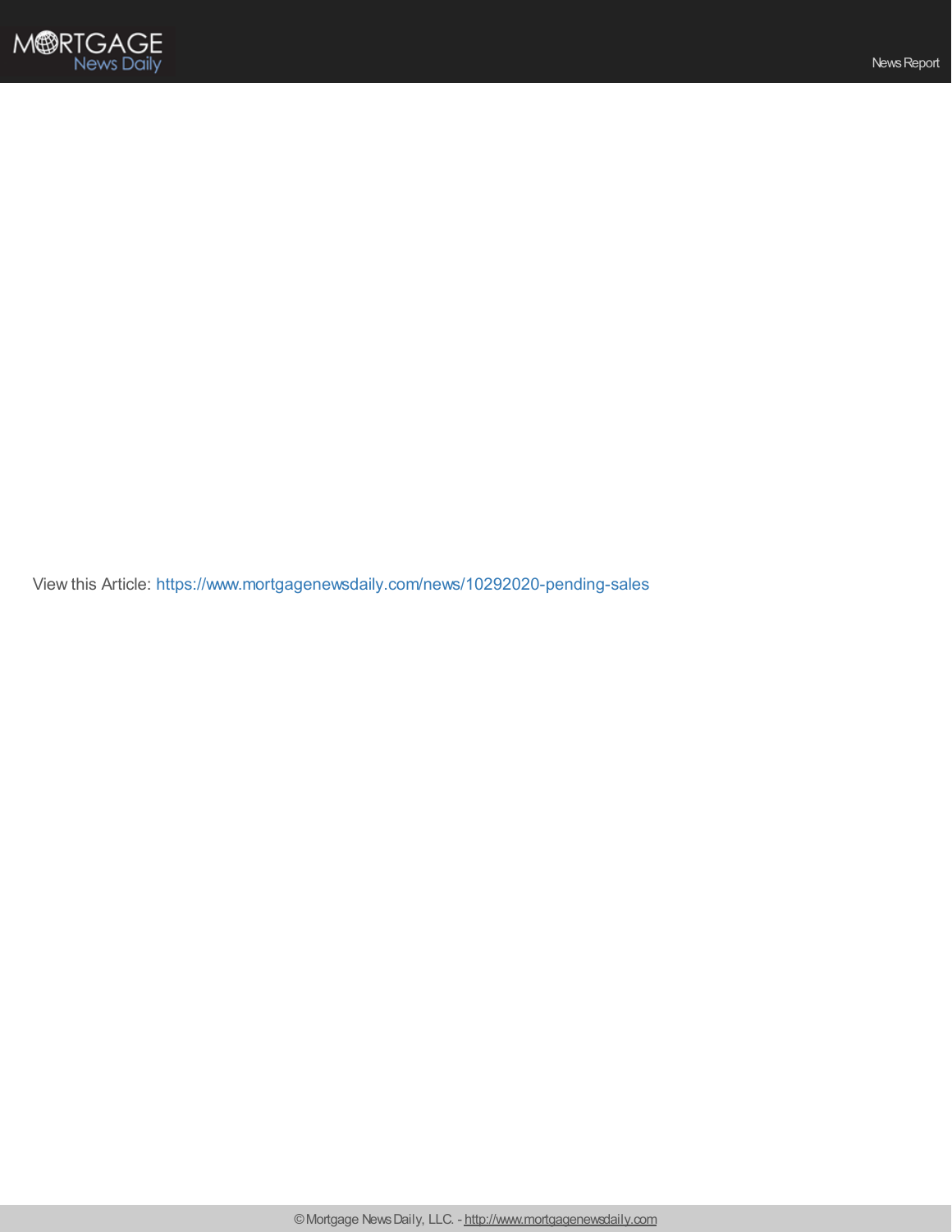View this Article: https://www.mortgagenewsdaily.com/news/10292020-pending-sales